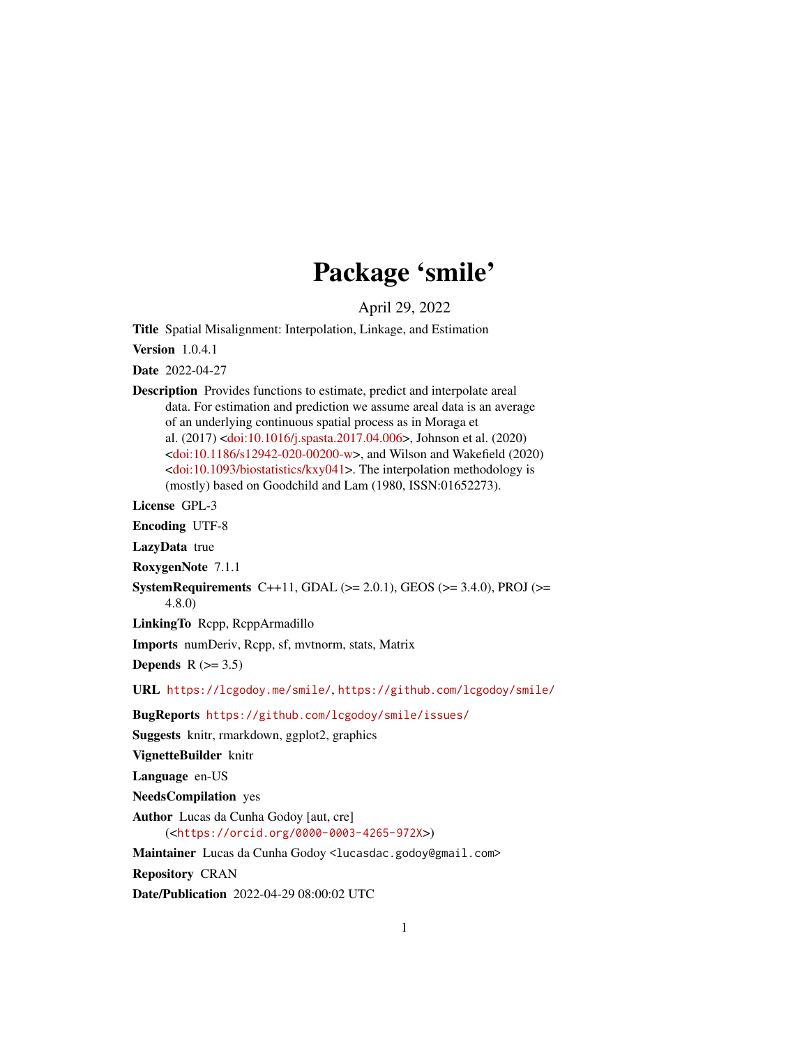# Package 'smile'

April 29, 2022

**Title** Spatial Misalignment: Interpolation, Linkage, and Estimation

**Version** 1.0.4.1

**Date** 2022-04-27

**Description** Provides functions to estimate, predict and interpolate areal data. For estimation and prediction we assume areal data is an average of an underlying continuous spatial process as in Moraga et al. (2017) <doi:10.1016/j.spasta.2017.04.006>, Johnson et al. (2020) <doi:10.1186/s12942-020-00200-w>, and Wilson and Wakefield (2020) <doi:10.1093/biostatistics/kxy041>. The interpolation methodology is (mostly) based on Goodchild and Lam (1980, ISSN:01652273).

**License** GPL-3

**Encoding** UTF-8

**LazyData** true

**RoxygenNote** 7.1.1

**SystemRequirements** C++11, GDAL (>= 2.0.1), GEOS (>= 3.4.0), PROJ (>= 4.8.0)

**LinkingTo** Rcpp, RcppArmadillo

**Imports** numDeriv, Rcpp, sf, mvtnorm, stats, Matrix

**Depends** R (>= 3.5)

**URL** `https://lcgodoy.me/smile/`, `https://github.com/lcgodoy/smile/`

**BugReports** `https://github.com/lcgodoy/smile/issues/`

**Suggests** knitr, rmarkdown, ggplot2, graphics

**VignetteBuilder** knitr

**Language** en-US

**NeedsCompilation** yes

**Author** Lucas da Cunha Godoy [aut, cre] (<`https://orcid.org/0000-0003-4265-972X`>)

**Maintainer** Lucas da Cunha Godoy <lucasdac.godoy@gmail.com>

**Repository** CRAN

**Date/Publication** 2022-04-29 08:00:02 UTC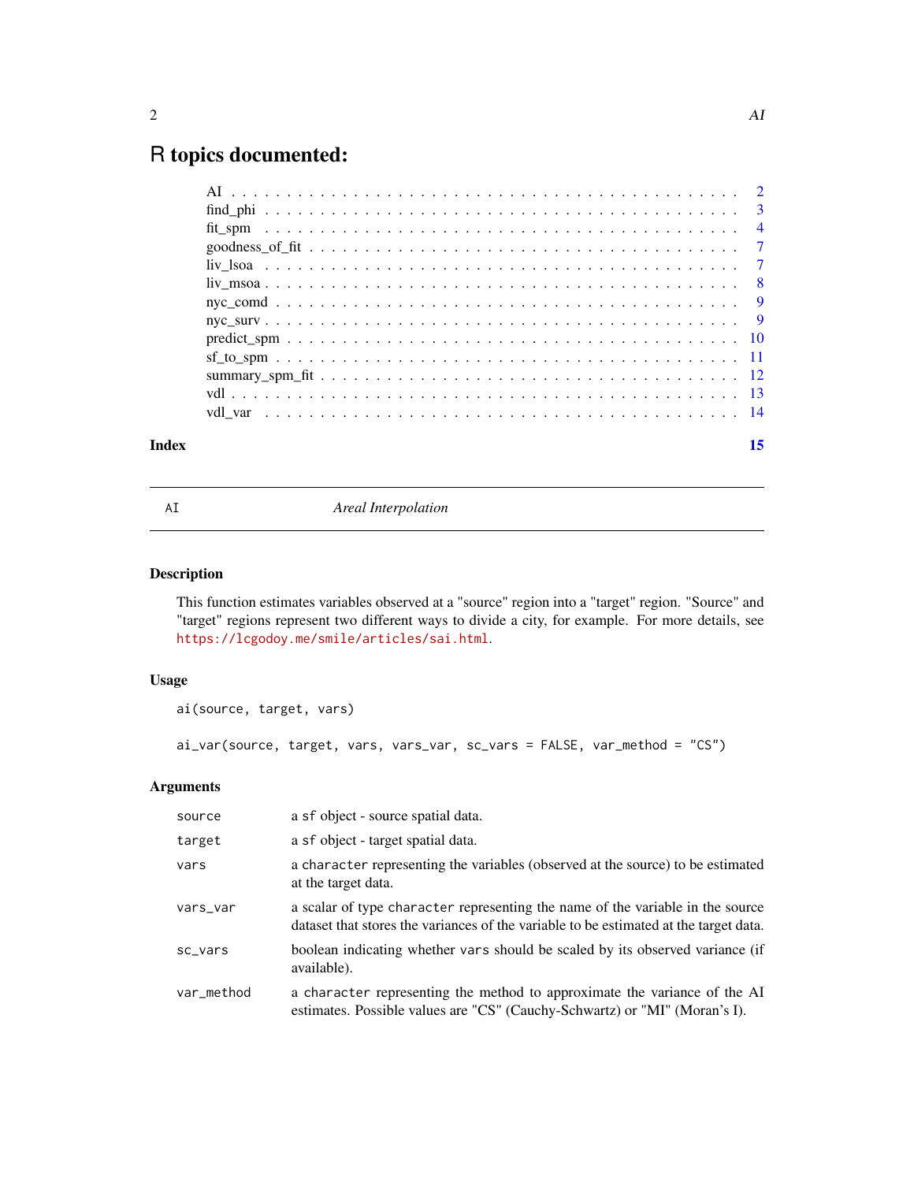# R topics documented:

| | |
|---|---|
| AI | 2 |
| find_phi | 3 |
| fit_spm | 4 |
| goodness_of_fit | 7 |
| liv_lsoa | 7 |
| liv_msoa | 8 |
| nyc_comd | 9 |
| nyc_surv | 9 |
| predict_spm | 10 |
| sf_to_spm | 11 |
| summary_spm_fit | 12 |
| vdl | 13 |
| vdl_var | 14 |
| **Index** | **15** |

---

## AI — *Areal Interpolation*

### Description

This function estimates variables observed at a "source" region into a "target" region. "Source" and "target" regions represent two different ways to divide a city, for example. For more details, see https://lcgodoy.me/smile/articles/sai.html.

### Usage

```
ai(source, target, vars)

ai_var(source, target, vars, vars_var, sc_vars = FALSE, var_method = "CS")
```

### Arguments

| | |
|---|---|
| `source` | a `sf` object - source spatial data. |
| `target` | a `sf` object - target spatial data. |
| `vars` | a `character` representing the variables (observed at the source) to be estimated at the target data. |
| `vars_var` | a scalar of type `character` representing the name of the variable in the source dataset that stores the variances of the variable to be estimated at the target data. |
| `sc_vars` | boolean indicating whether `vars` should be scaled by its observed variance (if available). |
| `var_method` | a `character` representing the method to approximate the variance of the AI estimates. Possible values are "CS" (Cauchy-Schwartz) or "MI" (Moran's I). |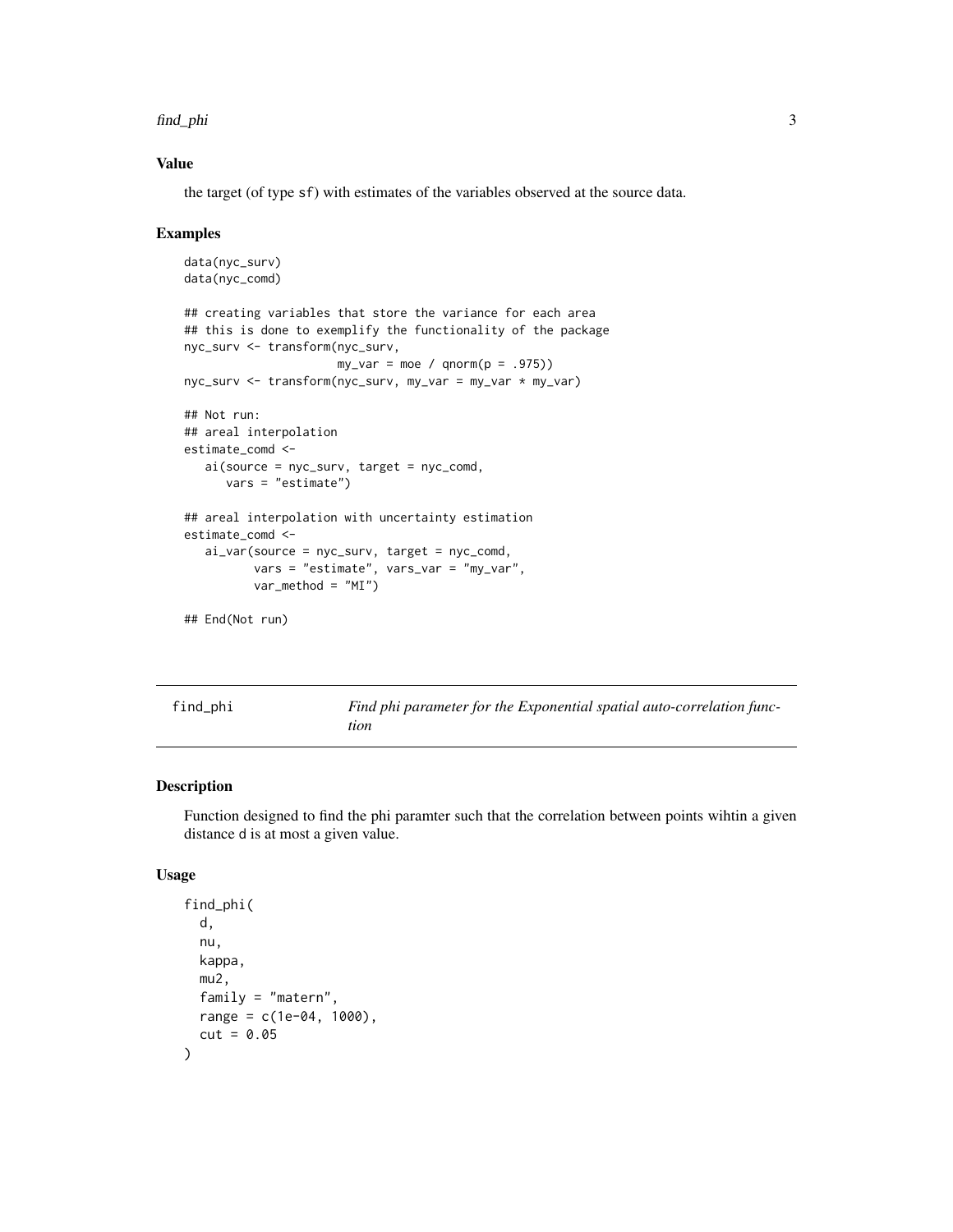### Value

the target (of type `sf`) with estimates of the variables observed at the source data.

### Examples

```
data(nyc_surv)
data(nyc_comd)

## creating variables that store the variance for each area
## this is done to exemplify the functionality of the package
nyc_surv <- transform(nyc_surv,
                      my_var = moe / qnorm(p = .975))
nyc_surv <- transform(nyc_surv, my_var = my_var * my_var)

## Not run:
## areal interpolation
estimate_comd <-
   ai(source = nyc_surv, target = nyc_comd,
      vars = "estimate")

## areal interpolation with uncertainty estimation
estimate_comd <-
   ai_var(source = nyc_surv, target = nyc_comd,
          vars = "estimate", vars_var = "my_var",
          var_method = "MI")

## End(Not run)
```

---

## find_phi — *Find phi parameter for the Exponential spatial auto-correlation function*

---

### Description

Function designed to find the phi paramter such that the correlation between points wihtin a given distance `d` is at most a given value.

### Usage

```
find_phi(
  d,
  nu,
  kappa,
  mu2,
  family = "matern",
  range = c(1e-04, 1000),
  cut = 0.05
)
```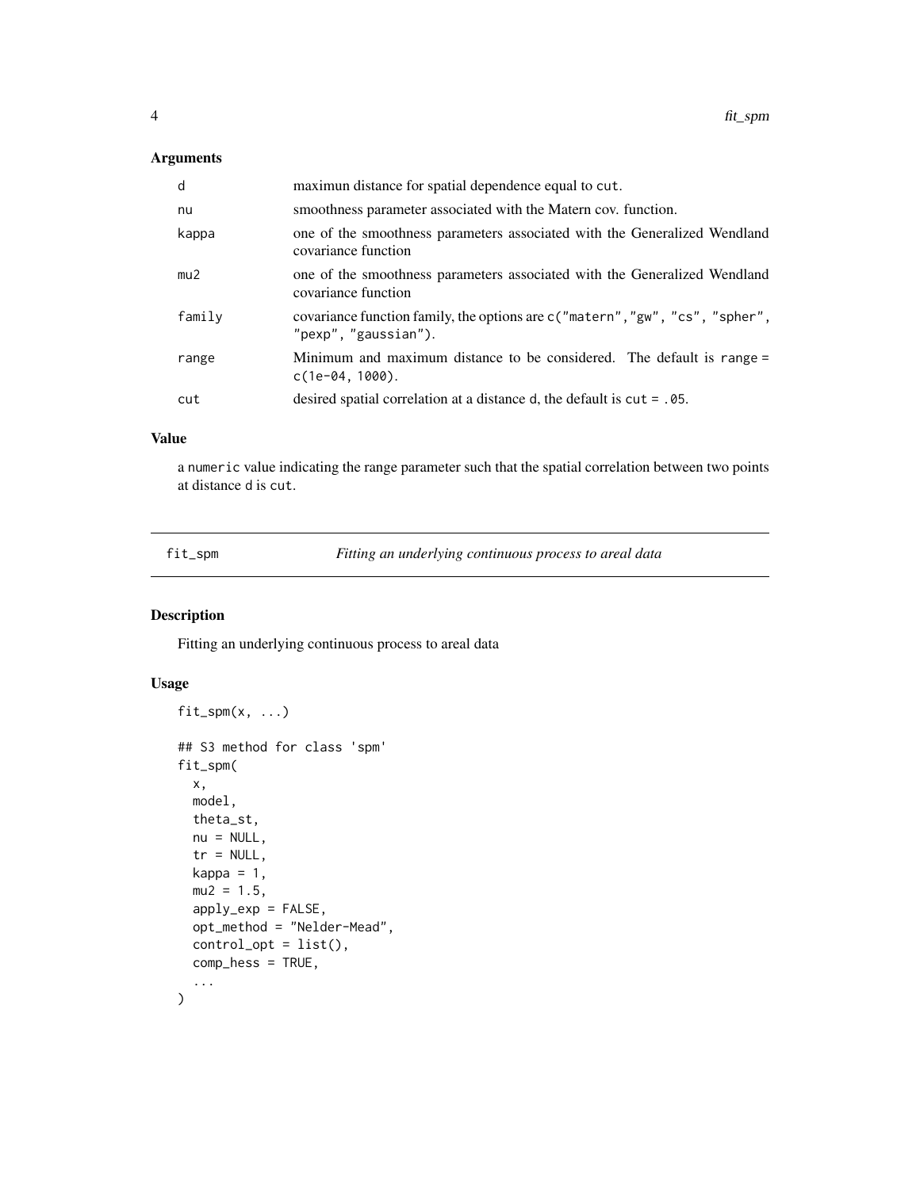### Arguments

| | |
|---|---|
| d | maximun distance for spatial dependence equal to cut. |
| nu | smoothness parameter associated with the Matern cov. function. |
| kappa | one of the smoothness parameters associated with the Generalized Wendland covariance function |
| mu2 | one of the smoothness parameters associated with the Generalized Wendland covariance function |
| family | covariance function family, the options are c("matern","gw", "cs", "spher", "pexp", "gaussian"). |
| range | Minimum and maximum distance to be considered. The default is range = c(1e-04, 1000). |
| cut | desired spatial correlation at a distance d, the default is cut = .05. |

### Value

a numeric value indicating the range parameter such that the spatial correlation between two points at distance d is cut.

---

## fit_spm — *Fitting an underlying continuous process to areal data*

### Description

Fitting an underlying continuous process to areal data

### Usage

```
fit_spm(x, ...)

## S3 method for class 'spm'
fit_spm(
  x,
  model,
  theta_st,
  nu = NULL,
  tr = NULL,
  kappa = 1,
  mu2 = 1.5,
  apply_exp = FALSE,
  opt_method = "Nelder-Mead",
  control_opt = list(),
  comp_hess = TRUE,
  ...
)
```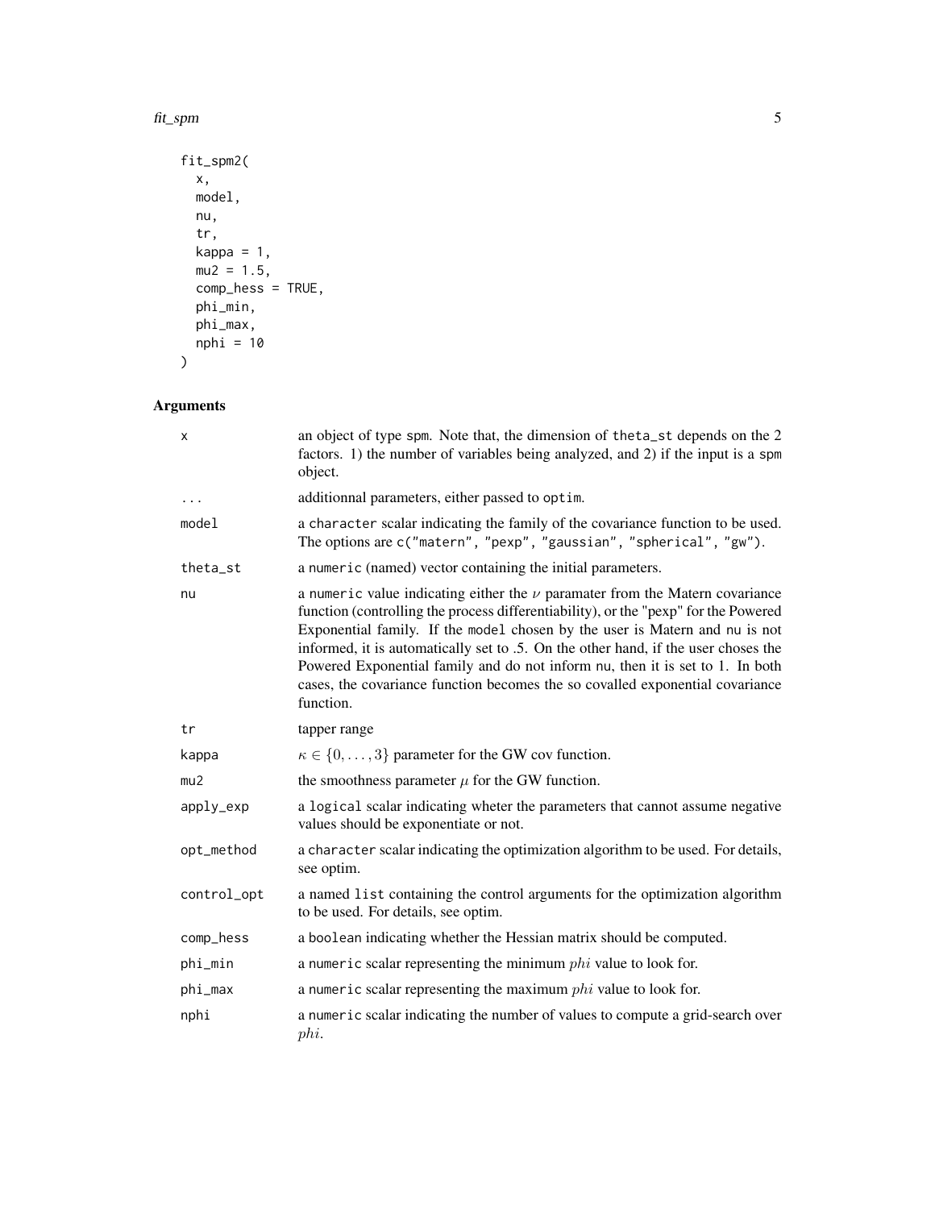```
fit_spm2(
  x,
  model,
  nu,
  tr,
  kappa = 1,
  mu2 = 1.5,
  comp_hess = TRUE,
  phi_min,
  phi_max,
  nphi = 10
)
```

## Arguments

| | |
|---|---|
| x | an object of type spm. Note that, the dimension of theta_st depends on the 2 factors. 1) the number of variables being analyzed, and 2) if the input is a spm object. |
| ... | additionnal parameters, either passed to optim. |
| model | a character scalar indicating the family of the covariance function to be used. The options are c("matern", "pexp", "gaussian", "spherical", "gw"). |
| theta_st | a numeric (named) vector containing the initial parameters. |
| nu | a numeric value indicating either the $\nu$ paramater from the Matern covariance function (controlling the process differentiability), or the "pexp" for the Powered Exponential family. If the model chosen by the user is Matern and nu is not informed, it is automatically set to .5. On the other hand, if the user choses the Powered Exponential family and do not inform nu, then it is set to 1. In both cases, the covariance function becomes the so covalled exponential covariance function. |
| tr | tapper range |
| kappa | $\kappa \in \{0, \ldots, 3\}$ parameter for the GW cov function. |
| mu2 | the smoothness parameter $\mu$ for the GW function. |
| apply_exp | a logical scalar indicating wheter the parameters that cannot assume negative values should be exponentiate or not. |
| opt_method | a character scalar indicating the optimization algorithm to be used. For details, see optim. |
| control_opt | a named list containing the control arguments for the optimization algorithm to be used. For details, see optim. |
| comp_hess | a boolean indicating whether the Hessian matrix should be computed. |
| phi_min | a numeric scalar representing the minimum $phi$ value to look for. |
| phi_max | a numeric scalar representing the maximum $phi$ value to look for. |
| nphi | a numeric scalar indicating the number of values to compute a grid-search over $phi$. |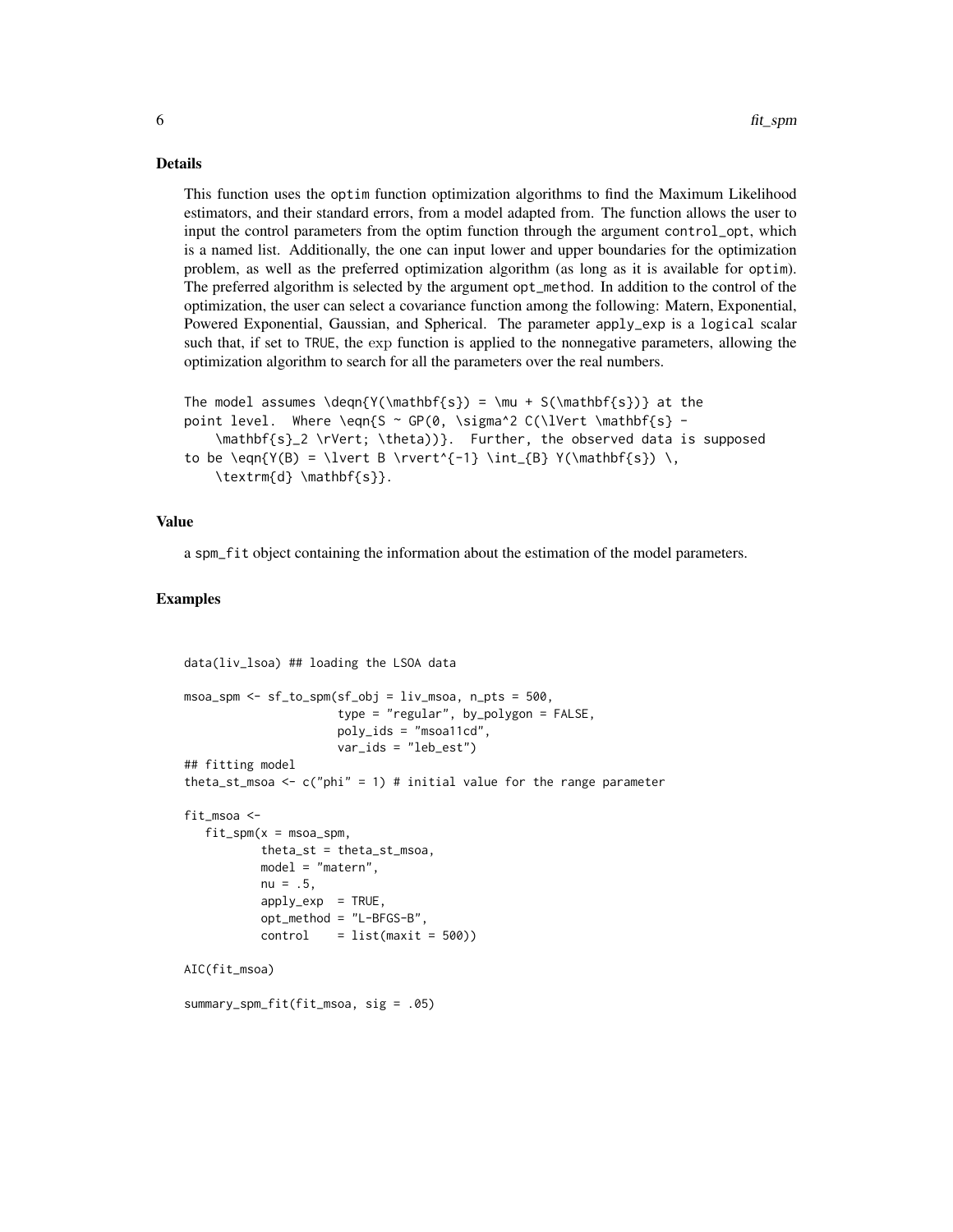## Details

This function uses the `optim` function optimization algorithms to find the Maximum Likelihood estimators, and their standard errors, from a model adapted from. The function allows the user to input the control parameters from the optim function through the argument `control_opt`, which is a named list. Additionally, the one can input lower and upper boundaries for the optimization problem, as well as the preferred optimization algorithm (as long as it is available for `optim`). The preferred algorithm is selected by the argument `opt_method`. In addition to the control of the optimization, the user can select a covariance function among the following: Matern, Exponential, Powered Exponential, Gaussian, and Spherical. The parameter `apply_exp` is a `logical` scalar such that, if set to `TRUE`, the $\exp$ function is applied to the nonnegative parameters, allowing the optimization algorithm to search for all the parameters over the real numbers.

```
The model assumes \deqn{Y(\mathbf{s}) = \mu + S(\mathbf{s})} at the
point level.  Where \eqn{S ~ GP(0, \sigma^2 C(\lVert \mathbf{s} -
    \mathbf{s}_2 \rVert; \theta))}.  Further, the observed data is supposed
to be \eqn{Y(B) = \lvert B \rvert^{-1} \int_{B} Y(\mathbf{s}) \,
    \textrm{d} \mathbf{s}}.
```

## Value

a `spm_fit` object containing the information about the estimation of the model parameters.

## Examples

```
data(liv_lsoa) ## loading the LSOA data

msoa_spm <- sf_to_spm(sf_obj = liv_msoa, n_pts = 500,
                      type = "regular", by_polygon = FALSE,
                      poly_ids = "msoa11cd",
                      var_ids = "leb_est")
## fitting model
theta_st_msoa <- c("phi" = 1) # initial value for the range parameter

fit_msoa <-
   fit_spm(x = msoa_spm,
           theta_st = theta_st_msoa,
           model = "matern",
           nu = .5,
           apply_exp  = TRUE,
           opt_method = "L-BFGS-B",
           control    = list(maxit = 500))

AIC(fit_msoa)

summary_spm_fit(fit_msoa, sig = .05)
```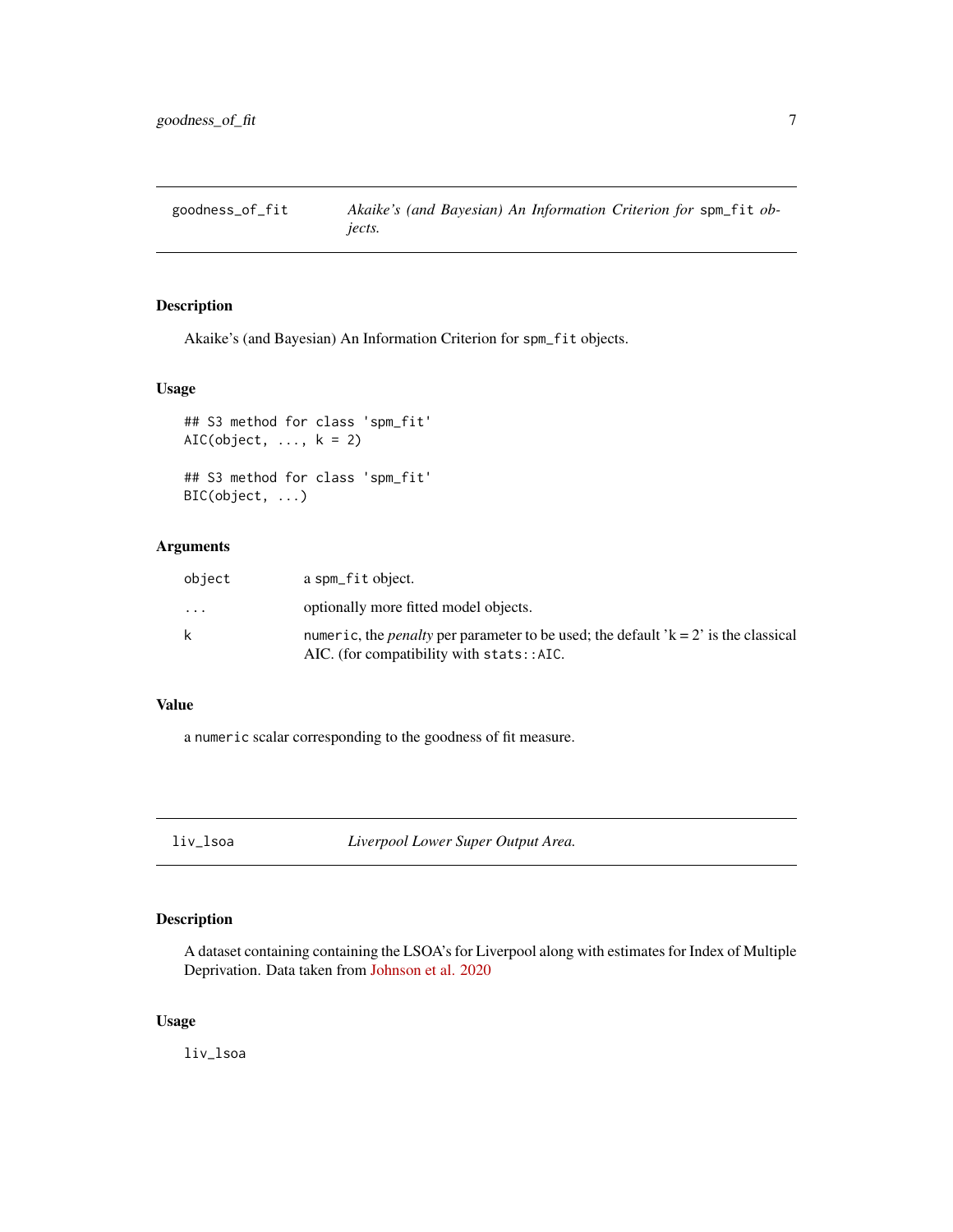## goodness_of_fit — *Akaike's (and Bayesian) An Information Criterion for* `spm_fit` *objects.*

### Description

Akaike's (and Bayesian) An Information Criterion for `spm_fit` objects.

### Usage

```
## S3 method for class 'spm_fit'
AIC(object, ..., k = 2)

## S3 method for class 'spm_fit'
BIC(object, ...)
```

### Arguments

| | |
|---|---|
| object | a `spm_fit` object. |
| ... | optionally more fitted model objects. |
| k | `numeric`, the *penalty* per parameter to be used; the default 'k = 2' is the classical AIC. (for compatibility with `stats::AIC`. |

### Value

a `numeric` scalar corresponding to the goodness of fit measure.

## liv_lsoa — *Liverpool Lower Super Output Area.*

### Description

A dataset containing containing the LSOA's for Liverpool along with estimates for Index of Multiple Deprivation. Data taken from Johnson et al. 2020

### Usage

```
liv_lsoa
```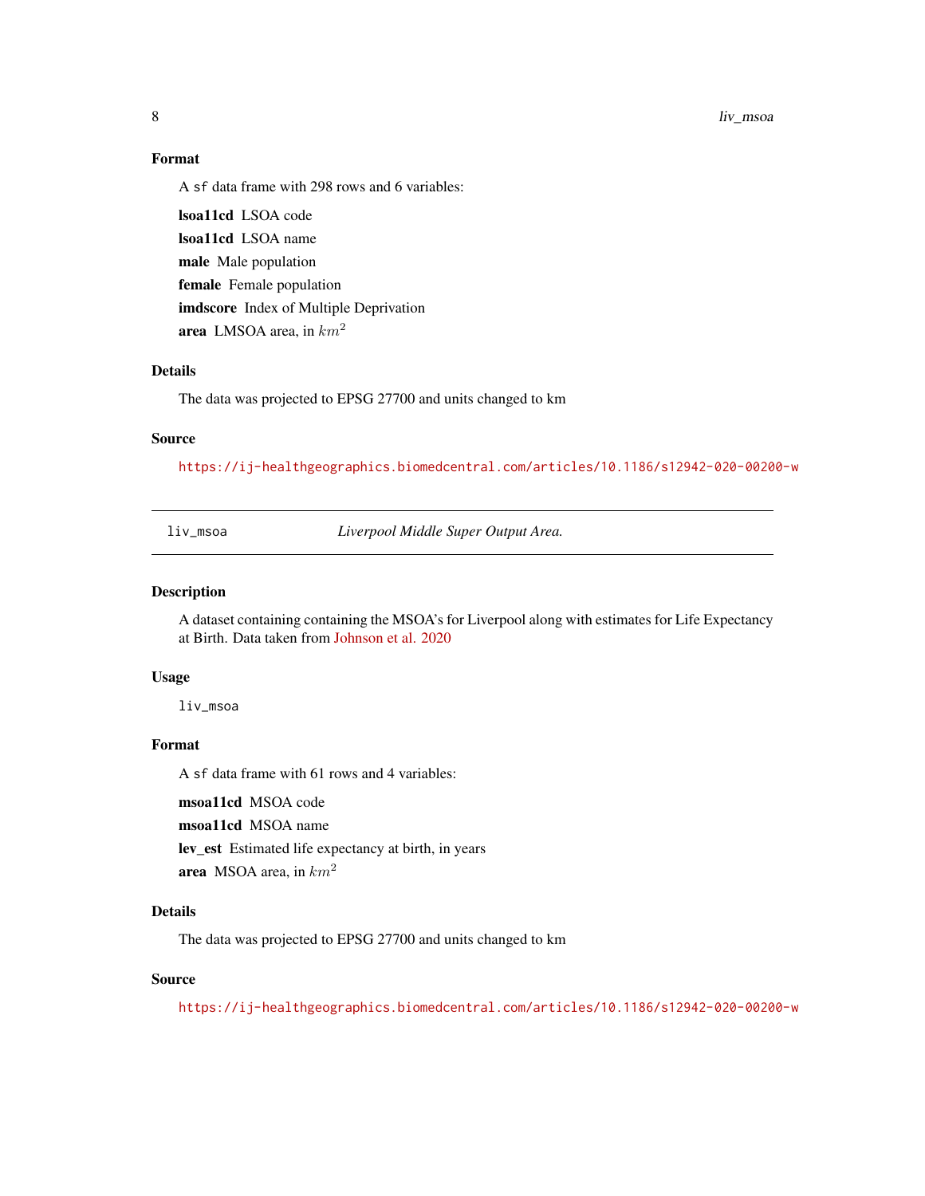### Format

A `sf` data frame with 298 rows and 6 variables:

**lsoa11cd** LSOA code

**lsoa11cd** LSOA name

**male** Male population

**female** Female population

**imdscore** Index of Multiple Deprivation

**area** LMSOA area, in $km^2$

### Details

The data was projected to EPSG 27700 and units changed to km

### Source

https://ij-healthgeographics.biomedcentral.com/articles/10.1186/s12942-020-00200-w

---

## liv_msoa — *Liverpool Middle Super Output Area.*

### Description

A dataset containing containing the MSOA's for Liverpool along with estimates for Life Expectancy at Birth. Data taken from Johnson et al. 2020

### Usage

```
liv_msoa
```

### Format

A `sf` data frame with 61 rows and 4 variables:

**msoa11cd** MSOA code

**msoa11cd** MSOA name

**lev_est** Estimated life expectancy at birth, in years

**area** MSOA area, in $km^2$

### Details

The data was projected to EPSG 27700 and units changed to km

### Source

https://ij-healthgeographics.biomedcentral.com/articles/10.1186/s12942-020-00200-w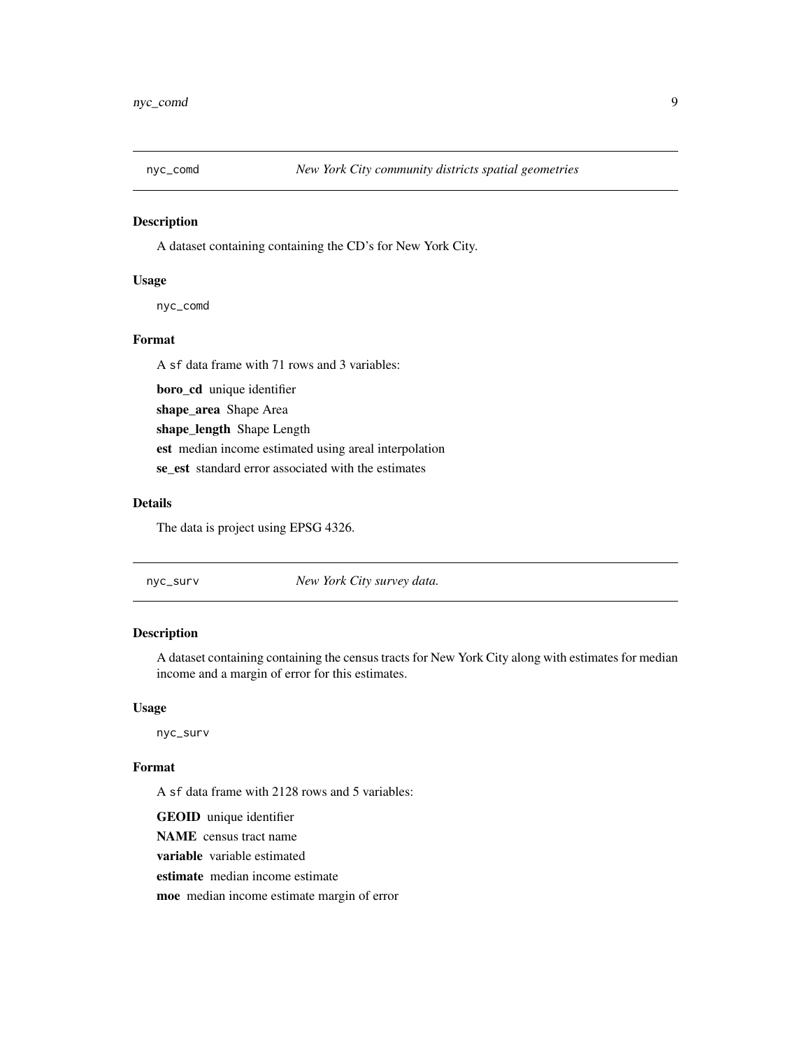## nyc_comd — *New York City community districts spatial geometries*

### Description

A dataset containing containing the CD's for New York City.

### Usage

```
nyc_comd
```

### Format

A sf data frame with 71 rows and 3 variables:

**boro_cd** unique identifier

**shape_area** Shape Area

**shape_length** Shape Length

**est** median income estimated using areal interpolation

**se_est** standard error associated with the estimates

### Details

The data is project using EPSG 4326.

## nyc_surv — *New York City survey data.*

### Description

A dataset containing containing the census tracts for New York City along with estimates for median income and a margin of error for this estimates.

### Usage

```
nyc_surv
```

### Format

A sf data frame with 2128 rows and 5 variables:

**GEOID** unique identifier

**NAME** census tract name

**variable** variable estimated

**estimate** median income estimate

**moe** median income estimate margin of error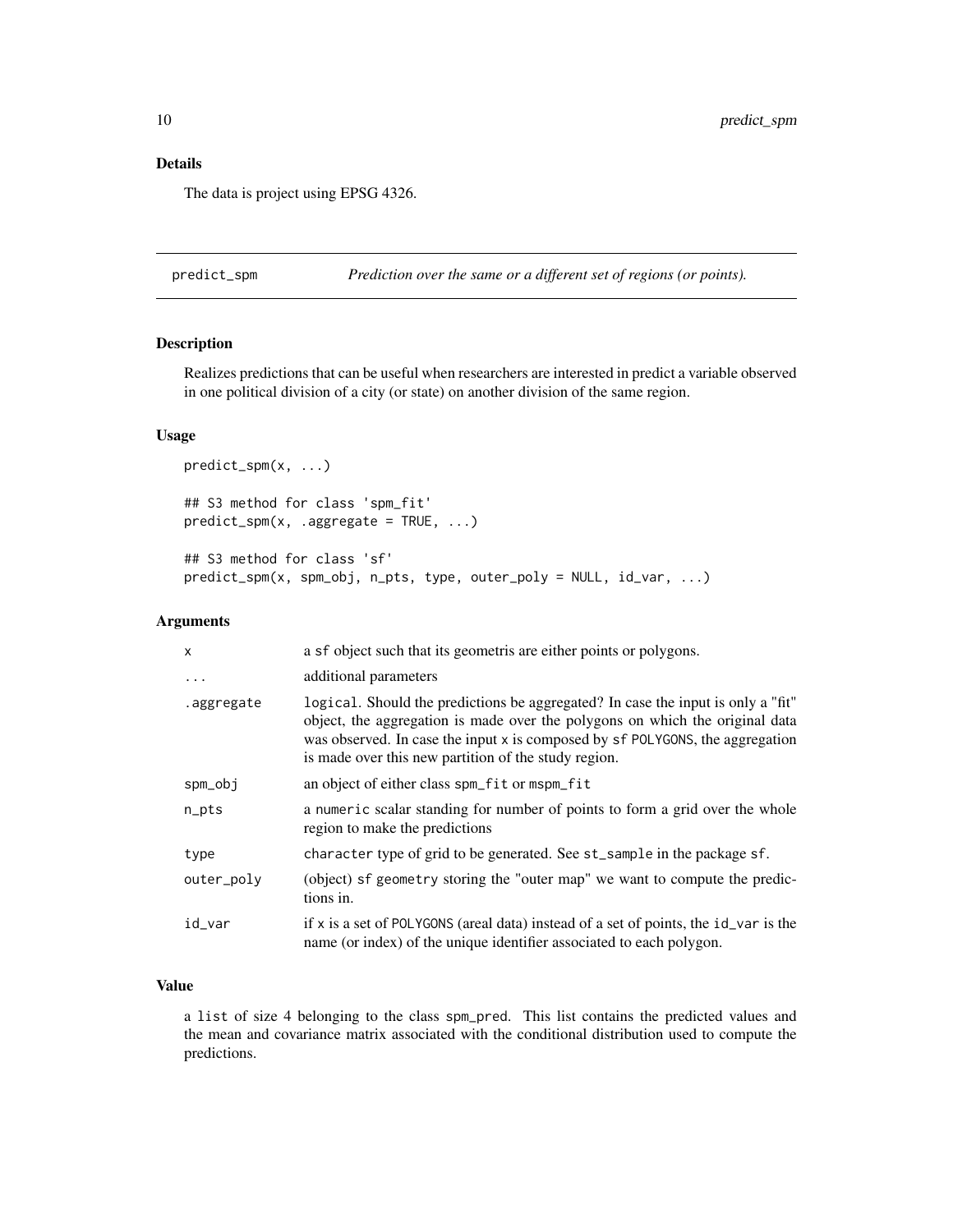## Details

The data is project using EPSG 4326.

---

`predict_spm` *Prediction over the same or a different set of regions (or points).*

---

## Description

Realizes predictions that can be useful when researchers are interested in predict a variable observed in one political division of a city (or state) on another division of the same region.

## Usage

```
predict_spm(x, ...)

## S3 method for class 'spm_fit'
predict_spm(x, .aggregate = TRUE, ...)

## S3 method for class 'sf'
predict_spm(x, spm_obj, n_pts, type, outer_poly = NULL, id_var, ...)
```

## Arguments

| | |
|---|---|
| x | a sf object such that its geometris are either points or polygons. |
| ... | additional parameters |
| .aggregate | logical. Should the predictions be aggregated? In case the input is only a "fit" object, the aggregation is made over the polygons on which the original data was observed. In case the input x is composed by sf POLYGONS, the aggregation is made over this new partition of the study region. |
| spm_obj | an object of either class spm_fit or mspm_fit |
| n_pts | a numeric scalar standing for number of points to form a grid over the whole region to make the predictions |
| type | character type of grid to be generated. See st_sample in the package sf. |
| outer_poly | (object) sf geometry storing the "outer map" we want to compute the predictions in. |
| id_var | if x is a set of POLYGONS (areal data) instead of a set of points, the id_var is the name (or index) of the unique identifier associated to each polygon. |

## Value

a list of size 4 belonging to the class spm_pred. This list contains the predicted values and the mean and covariance matrix associated with the conditional distribution used to compute the predictions.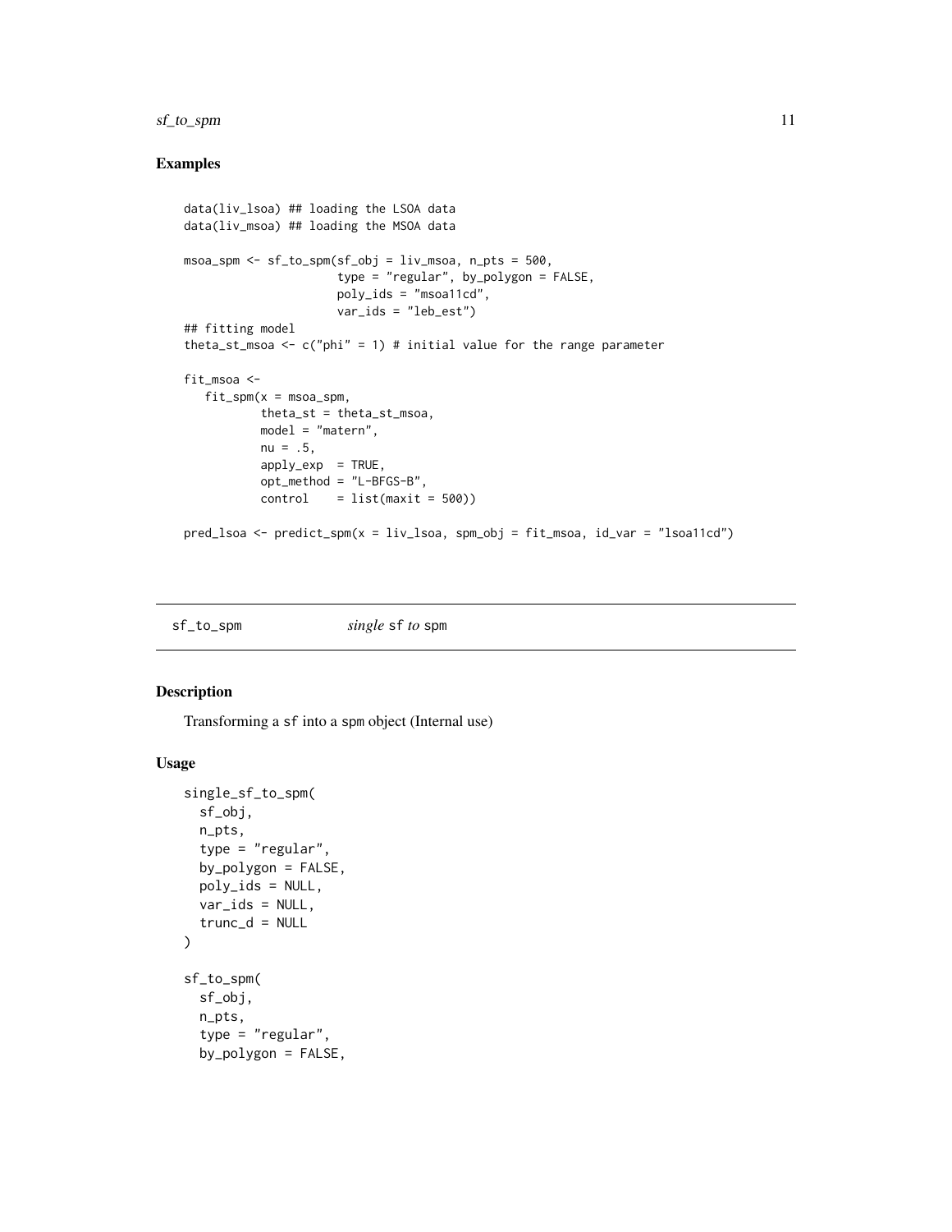### Examples

```
data(liv_lsoa) ## loading the LSOA data
data(liv_msoa) ## loading the MSOA data

msoa_spm <- sf_to_spm(sf_obj = liv_msoa, n_pts = 500,
                      type = "regular", by_polygon = FALSE,
                      poly_ids = "msoa11cd",
                      var_ids = "leb_est")
## fitting model
theta_st_msoa <- c("phi" = 1) # initial value for the range parameter

fit_msoa <-
   fit_spm(x = msoa_spm,
           theta_st = theta_st_msoa,
           model = "matern",
           nu = .5,
           apply_exp  = TRUE,
           opt_method = "L-BFGS-B",
           control    = list(maxit = 500))

pred_lsoa <- predict_spm(x = liv_lsoa, spm_obj = fit_msoa, id_var = "lsoa11cd")
```

---

## sf_to_spm *single* sf *to* spm

### Description

Transforming a sf into a spm object (Internal use)

### Usage

```
single_sf_to_spm(
  sf_obj,
  n_pts,
  type = "regular",
  by_polygon = FALSE,
  poly_ids = NULL,
  var_ids = NULL,
  trunc_d = NULL
)

sf_to_spm(
  sf_obj,
  n_pts,
  type = "regular",
  by_polygon = FALSE,
```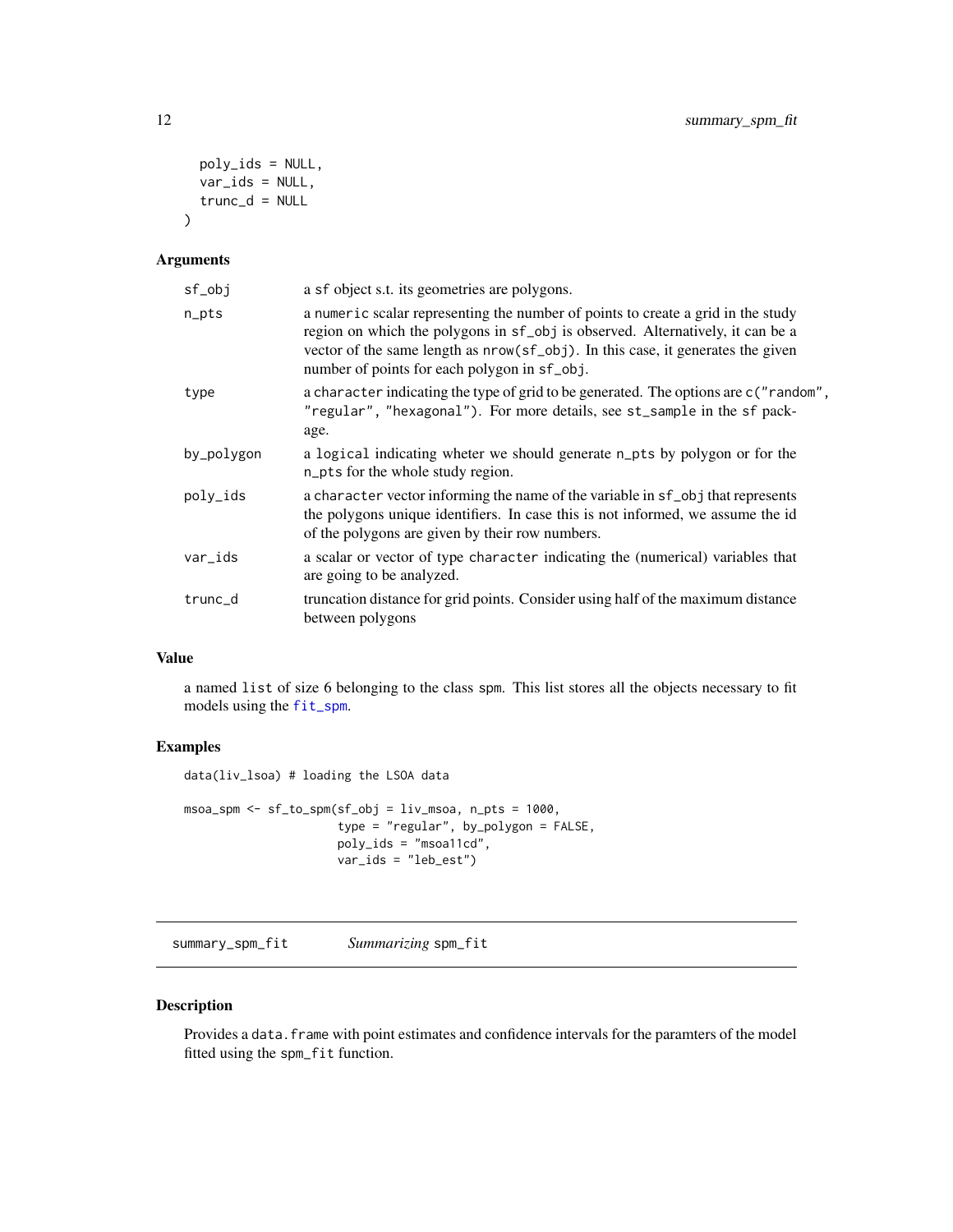```
  poly_ids = NULL,
  var_ids = NULL,
  trunc_d = NULL
)
```

### Arguments

| | |
|---|---|
| sf_obj | a sf object s.t. its geometries are polygons. |
| n_pts | a numeric scalar representing the number of points to create a grid in the study region on which the polygons in sf_obj is observed. Alternatively, it can be a vector of the same length as nrow(sf_obj). In this case, it generates the given number of points for each polygon in sf_obj. |
| type | a character indicating the type of grid to be generated. The options are c("random", "regular", "hexagonal"). For more details, see st_sample in the sf package. |
| by_polygon | a logical indicating wheter we should generate n_pts by polygon or for the n_pts for the whole study region. |
| poly_ids | a character vector informing the name of the variable in sf_obj that represents the polygons unique identifiers. In case this is not informed, we assume the id of the polygons are given by their row numbers. |
| var_ids | a scalar or vector of type character indicating the (numerical) variables that are going to be analyzed. |
| trunc_d | truncation distance for grid points. Consider using half of the maximum distance between polygons |

### Value

a named list of size 6 belonging to the class spm. This list stores all the objects necessary to fit models using the fit_spm.

### Examples

```
data(liv_lsoa) # loading the LSOA data

msoa_spm <- sf_to_spm(sf_obj = liv_msoa, n_pts = 1000,
                      type = "regular", by_polygon = FALSE,
                      poly_ids = "msoa11cd",
                      var_ids = "leb_est")
```

---

## summary_spm_fit — *Summarizing* spm_fit

### Description

Provides a data.frame with point estimates and confidence intervals for the paramters of the model fitted using the spm_fit function.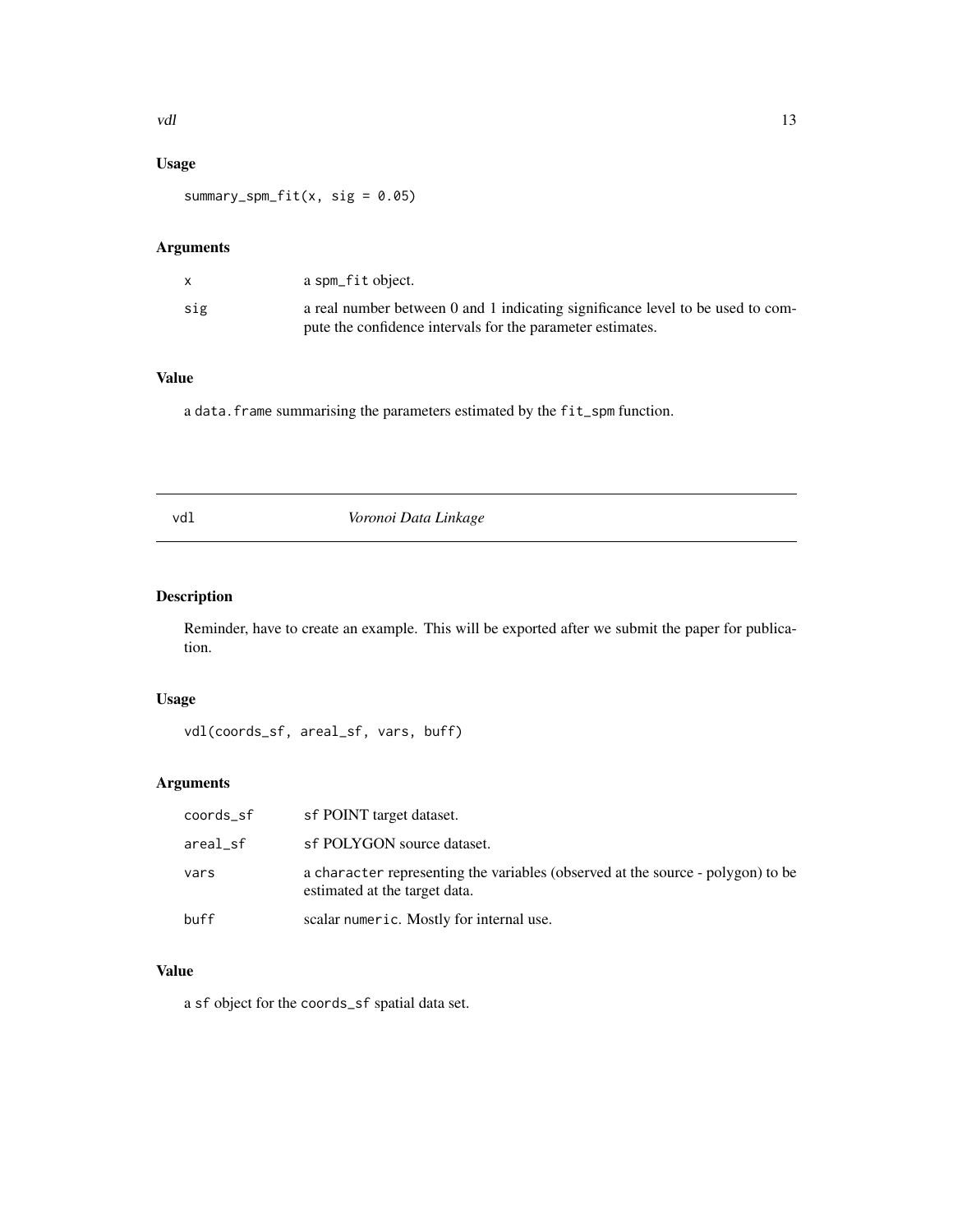## Usage

```
summary_spm_fit(x, sig = 0.05)
```

## Arguments

| | |
|---|---|
| x | a spm_fit object. |
| sig | a real number between 0 and 1 indicating significance level to be used to compute the confidence intervals for the parameter estimates. |

## Value

a data.frame summarising the parameters estimated by the fit_spm function.

---

# vdl — *Voronoi Data Linkage*

## Description

Reminder, have to create an example. This will be exported after we submit the paper for publication.

## Usage

```
vdl(coords_sf, areal_sf, vars, buff)
```

## Arguments

| | |
|---|---|
| coords_sf | sf POINT target dataset. |
| areal_sf | sf POLYGON source dataset. |
| vars | a character representing the variables (observed at the source - polygon) to be estimated at the target data. |
| buff | scalar numeric. Mostly for internal use. |

## Value

a sf object for the coords_sf spatial data set.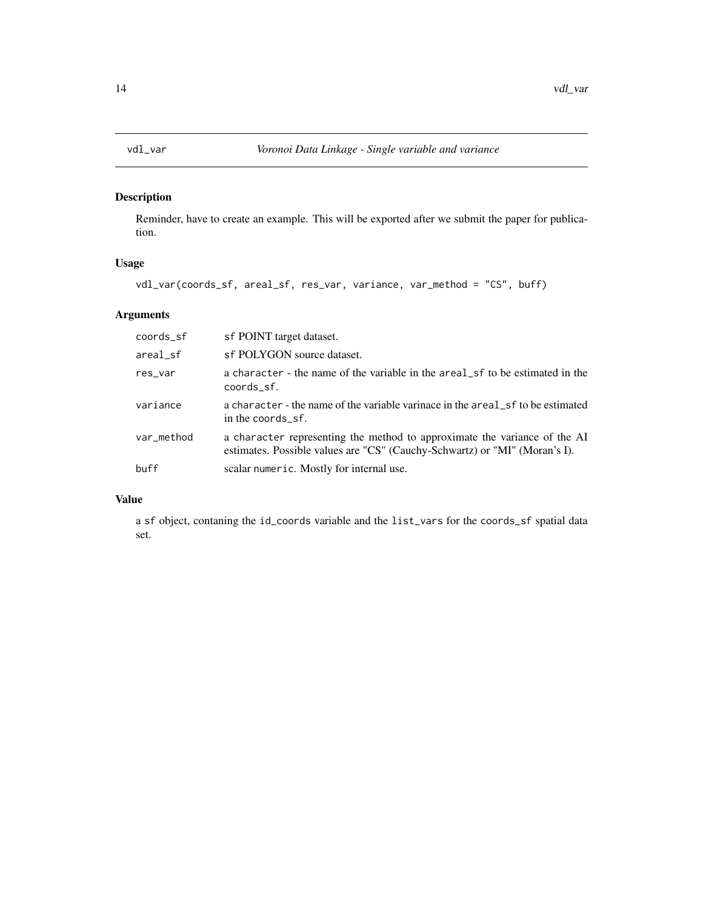## vdl_var *Voronoi Data Linkage - Single variable and variance*

### Description

Reminder, have to create an example. This will be exported after we submit the paper for publication.

### Usage

```
vdl_var(coords_sf, areal_sf, res_var, variance, var_method = "CS", buff)
```

### Arguments

| | |
|---|---|
| coords_sf | sf POINT target dataset. |
| areal_sf | sf POLYGON source dataset. |
| res_var | a character - the name of the variable in the areal_sf to be estimated in the coords_sf. |
| variance | a character - the name of the variable varinace in the areal_sf to be estimated in the coords_sf. |
| var_method | a character representing the method to approximate the variance of the AI estimates. Possible values are "CS" (Cauchy-Schwartz) or "MI" (Moran's I). |
| buff | scalar numeric. Mostly for internal use. |

### Value

a sf object, contaning the id_coords variable and the list_vars for the coords_sf spatial data set.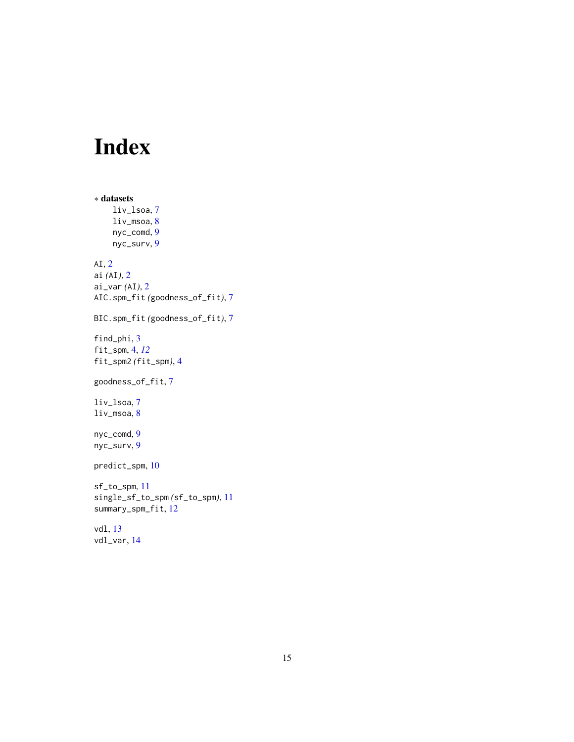# Index

∗ **datasets**

- liv_lsoa, 7
- liv_msoa, 8
- nyc_comd, 9
- nyc_surv, 9

AI, 2
ai *(*AI*)*, 2
ai_var *(*AI*)*, 2
AIC.spm_fit *(*goodness_of_fit*)*, 7

BIC.spm_fit *(*goodness_of_fit*)*, 7

find_phi, 3
fit_spm, 4, *12*
fit_spm2 *(*fit_spm*)*, 4

goodness_of_fit, 7

liv_lsoa, 7
liv_msoa, 8

nyc_comd, 9
nyc_surv, 9

predict_spm, 10

sf_to_spm, 11
single_sf_to_spm *(*sf_to_spm*)*, 11
summary_spm_fit, 12

vdl, 13
vdl_var, 14